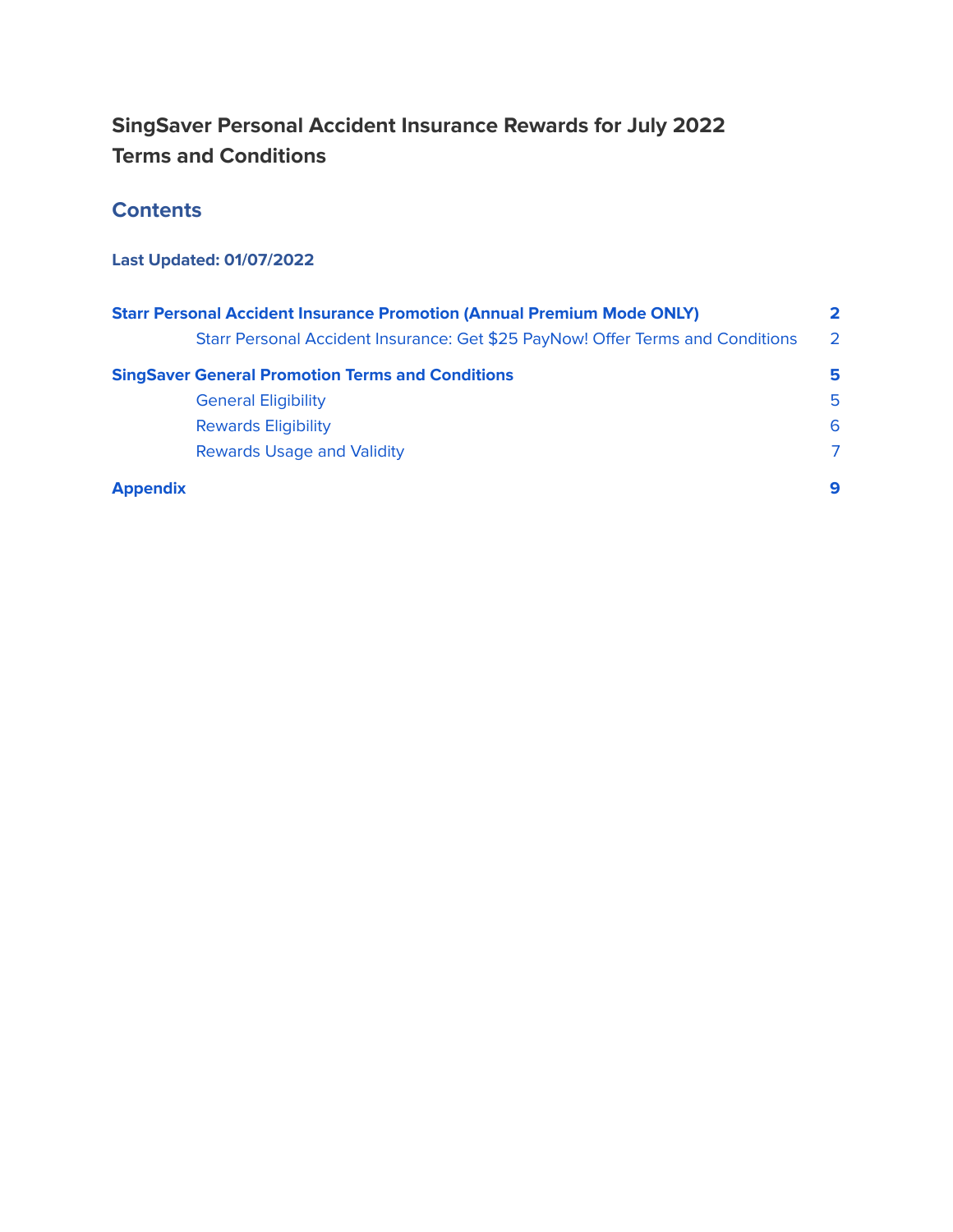# SingSaver Personal Accident Insurance Rewards for July 2022
# Terms and Conditions

## Contents

**Last Updated: 01/07/2022**

| | |
|---|---|
| **Starr Personal Accident Insurance Promotion (Annual Premium Mode ONLY)** | **2** |
| Starr Personal Accident Insurance: Get $25 PayNow! Offer Terms and Conditions | 2 |
| **SingSaver General Promotion Terms and Conditions** | **5** |
| General Eligibility | 5 |
| Rewards Eligibility | 6 |
| Rewards Usage and Validity | 7 |
| **Appendix** | **9** |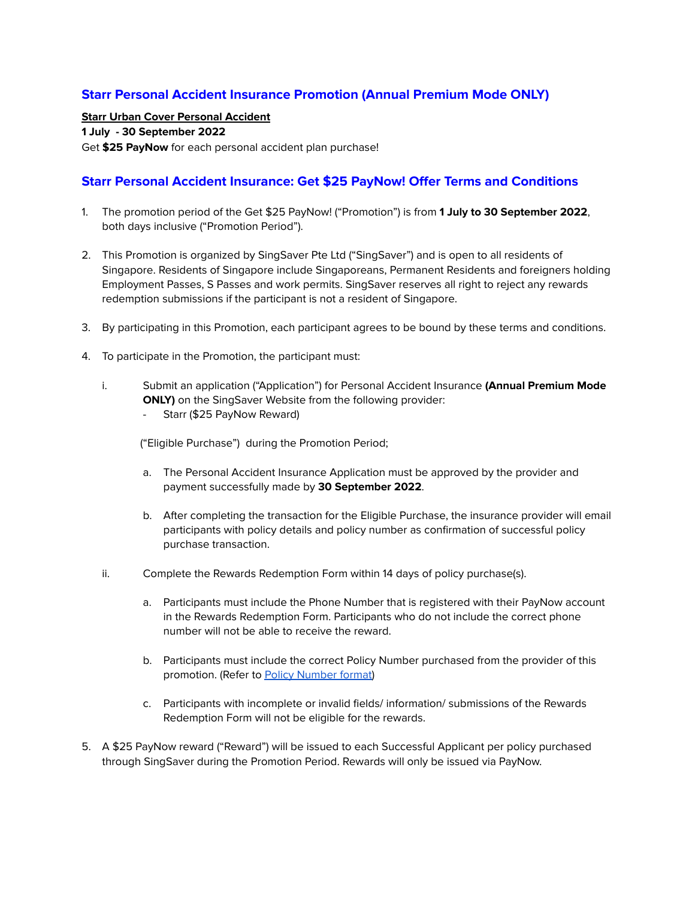## Starr Personal Accident Insurance Promotion (Annual Premium Mode ONLY)

**Starr Urban Cover Personal Accident**

**1 July - 30 September 2022**

Get **$25 PayNow** for each personal accident plan purchase!

## Starr Personal Accident Insurance: Get $25 PayNow! Offer Terms and Conditions

1. The promotion period of the Get $25 PayNow! (“Promotion”) is from **1 July to 30 September 2022**, both days inclusive (“Promotion Period”).

2. This Promotion is organized by SingSaver Pte Ltd (“SingSaver”) and is open to all residents of Singapore. Residents of Singapore include Singaporeans, Permanent Residents and foreigners holding Employment Passes, S Passes and work permits. SingSaver reserves all right to reject any rewards redemption submissions if the participant is not a resident of Singapore.

3. By participating in this Promotion, each participant agrees to be bound by these terms and conditions.

4. To participate in the Promotion, the participant must:

   i. Submit an application (“Application”) for Personal Accident Insurance **(Annual Premium Mode ONLY)** on the SingSaver Website from the following provider:
      - Starr ($25 PayNow Reward)

      (“Eligible Purchase”) during the Promotion Period;

      a. The Personal Accident Insurance Application must be approved by the provider and payment successfully made by **30 September 2022**.

      b. After completing the transaction for the Eligible Purchase, the insurance provider will email participants with policy details and policy number as confirmation of successful policy purchase transaction.

   ii. Complete the Rewards Redemption Form within 14 days of policy purchase(s).

      a. Participants must include the Phone Number that is registered with their PayNow account in the Rewards Redemption Form. Participants who do not include the correct phone number will not be able to receive the reward.

      b. Participants must include the correct Policy Number purchased from the provider of this promotion. (Refer to Policy Number format)

      c. Participants with incomplete or invalid fields/ information/ submissions of the Rewards Redemption Form will not be eligible for the rewards.

5. A $25 PayNow reward (“Reward”) will be issued to each Successful Applicant per policy purchased through SingSaver during the Promotion Period. Rewards will only be issued via PayNow.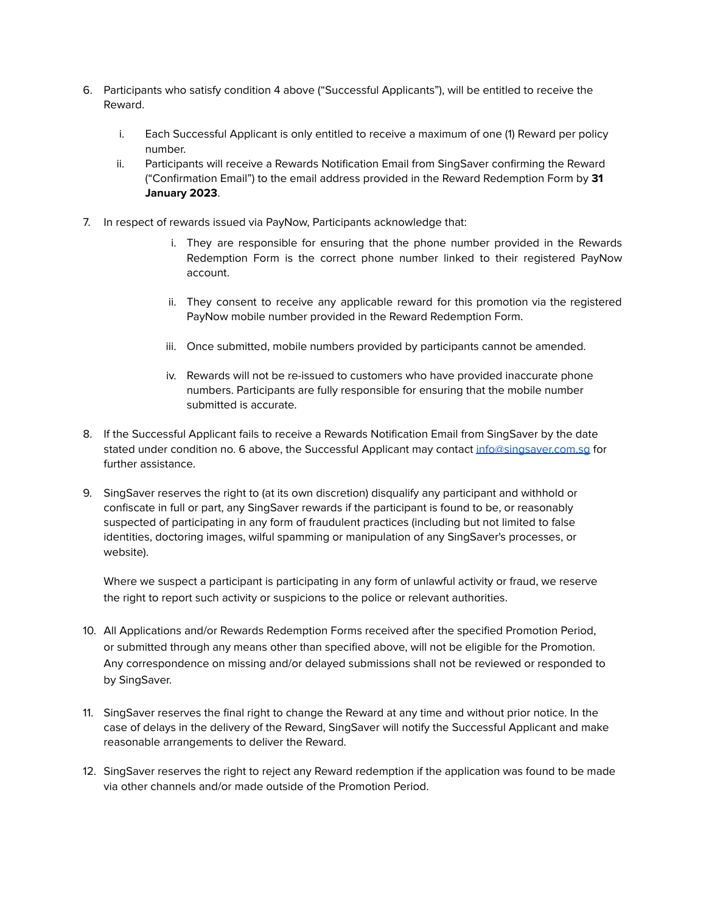6. Participants who satisfy condition 4 above (“Successful Applicants”), will be entitled to receive the Reward.

    i. Each Successful Applicant is only entitled to receive a maximum of one (1) Reward per policy number.
    ii. Participants will receive a Rewards Notification Email from SingSaver confirming the Reward (“Confirmation Email”) to the email address provided in the Reward Redemption Form by **31 January 2023**.

7. In respect of rewards issued via PayNow, Participants acknowledge that:

    i. They are responsible for ensuring that the phone number provided in the Rewards Redemption Form is the correct phone number linked to their registered PayNow account.

    ii. They consent to receive any applicable reward for this promotion via the registered PayNow mobile number provided in the Reward Redemption Form.

    iii. Once submitted, mobile numbers provided by participants cannot be amended.

    iv. Rewards will not be re-issued to customers who have provided inaccurate phone numbers. Participants are fully responsible for ensuring that the mobile number submitted is accurate.

8. If the Successful Applicant fails to receive a Rewards Notification Email from SingSaver by the date stated under condition no. 6 above, the Successful Applicant may contact [info@singsaver.com.sg](mailto:info@singsaver.com.sg) for further assistance.

9. SingSaver reserves the right to (at its own discretion) disqualify any participant and withhold or confiscate in full or part, any SingSaver rewards if the participant is found to be, or reasonably suspected of participating in any form of fraudulent practices (including but not limited to false identities, doctoring images, wilful spamming or manipulation of any SingSaver's processes, or website).

    Where we suspect a participant is participating in any form of unlawful activity or fraud, we reserve the right to report such activity or suspicions to the police or relevant authorities.

10. All Applications and/or Rewards Redemption Forms received after the specified Promotion Period, or submitted through any means other than specified above, will not be eligible for the Promotion. Any correspondence on missing and/or delayed submissions shall not be reviewed or responded to by SingSaver.

11. SingSaver reserves the final right to change the Reward at any time and without prior notice. In the case of delays in the delivery of the Reward, SingSaver will notify the Successful Applicant and make reasonable arrangements to deliver the Reward.

12. SingSaver reserves the right to reject any Reward redemption if the application was found to be made via other channels and/or made outside of the Promotion Period.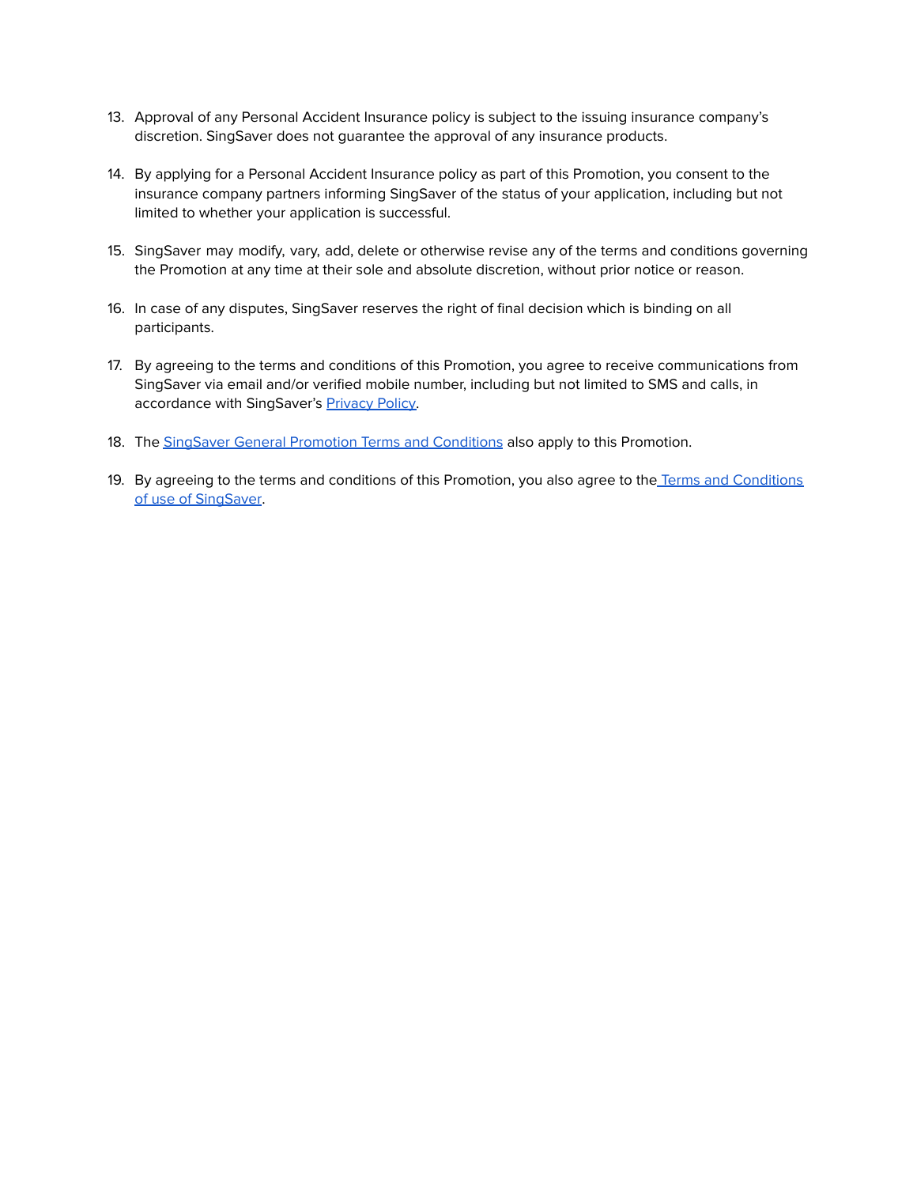13. Approval of any Personal Accident Insurance policy is subject to the issuing insurance company's discretion. SingSaver does not guarantee the approval of any insurance products.

14. By applying for a Personal Accident Insurance policy as part of this Promotion, you consent to the insurance company partners informing SingSaver of the status of your application, including but not limited to whether your application is successful.

15. SingSaver may modify, vary, add, delete or otherwise revise any of the terms and conditions governing the Promotion at any time at their sole and absolute discretion, without prior notice or reason.

16. In case of any disputes, SingSaver reserves the right of final decision which is binding on all participants.

17. By agreeing to the terms and conditions of this Promotion, you agree to receive communications from SingSaver via email and/or verified mobile number, including but not limited to SMS and calls, in accordance with SingSaver's Privacy Policy.

18. The SingSaver General Promotion Terms and Conditions also apply to this Promotion.

19. By agreeing to the terms and conditions of this Promotion, you also agree to the Terms and Conditions of use of SingSaver.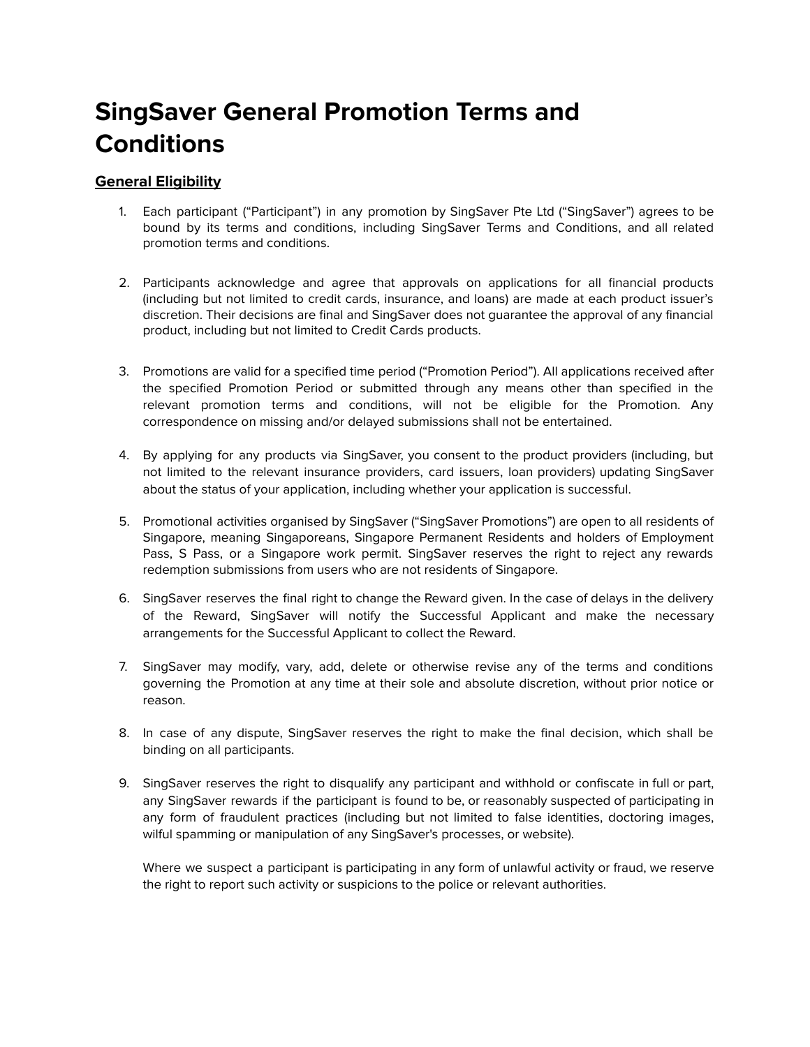# SingSaver General Promotion Terms and Conditions

## General Eligibility

1. Each participant ("Participant") in any promotion by SingSaver Pte Ltd ("SingSaver") agrees to be bound by its terms and conditions, including SingSaver Terms and Conditions, and all related promotion terms and conditions.

2. Participants acknowledge and agree that approvals on applications for all financial products (including but not limited to credit cards, insurance, and loans) are made at each product issuer's discretion. Their decisions are final and SingSaver does not guarantee the approval of any financial product, including but not limited to Credit Cards products.

3. Promotions are valid for a specified time period ("Promotion Period"). All applications received after the specified Promotion Period or submitted through any means other than specified in the relevant promotion terms and conditions, will not be eligible for the Promotion. Any correspondence on missing and/or delayed submissions shall not be entertained.

4. By applying for any products via SingSaver, you consent to the product providers (including, but not limited to the relevant insurance providers, card issuers, loan providers) updating SingSaver about the status of your application, including whether your application is successful.

5. Promotional activities organised by SingSaver ("SingSaver Promotions") are open to all residents of Singapore, meaning Singaporeans, Singapore Permanent Residents and holders of Employment Pass, S Pass, or a Singapore work permit. SingSaver reserves the right to reject any rewards redemption submissions from users who are not residents of Singapore.

6. SingSaver reserves the final right to change the Reward given. In the case of delays in the delivery of the Reward, SingSaver will notify the Successful Applicant and make the necessary arrangements for the Successful Applicant to collect the Reward.

7. SingSaver may modify, vary, add, delete or otherwise revise any of the terms and conditions governing the Promotion at any time at their sole and absolute discretion, without prior notice or reason.

8. In case of any dispute, SingSaver reserves the right to make the final decision, which shall be binding on all participants.

9. SingSaver reserves the right to disqualify any participant and withhold or confiscate in full or part, any SingSaver rewards if the participant is found to be, or reasonably suspected of participating in any form of fraudulent practices (including but not limited to false identities, doctoring images, wilful spamming or manipulation of any SingSaver's processes, or website).

   Where we suspect a participant is participating in any form of unlawful activity or fraud, we reserve the right to report such activity or suspicions to the police or relevant authorities.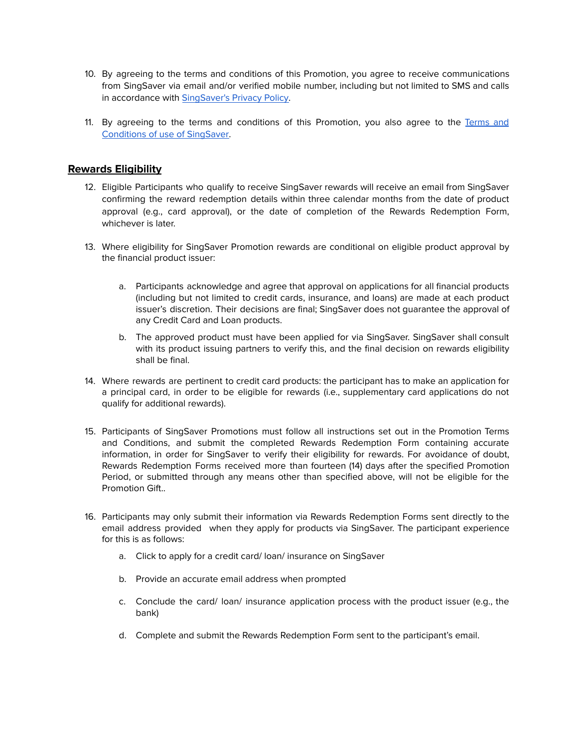10. By agreeing to the terms and conditions of this Promotion, you agree to receive communications from SingSaver via email and/or verified mobile number, including but not limited to SMS and calls in accordance with [SingSaver's Privacy Policy](#).

11. By agreeing to the terms and conditions of this Promotion, you also agree to the [Terms and Conditions of use of SingSaver](#).

## **Rewards Eligibility**

12. Eligible Participants who qualify to receive SingSaver rewards will receive an email from SingSaver confirming the reward redemption details within three calendar months from the date of product approval (e.g., card approval), or the date of completion of the Rewards Redemption Form, whichever is later.

13. Where eligibility for SingSaver Promotion rewards are conditional on eligible product approval by the financial product issuer:

    a. Participants acknowledge and agree that approval on applications for all financial products (including but not limited to credit cards, insurance, and loans) are made at each product issuer's discretion. Their decisions are final; SingSaver does not guarantee the approval of any Credit Card and Loan products.

    b. The approved product must have been applied for via SingSaver. SingSaver shall consult with its product issuing partners to verify this, and the final decision on rewards eligibility shall be final.

14. Where rewards are pertinent to credit card products: the participant has to make an application for a principal card, in order to be eligible for rewards (i.e., supplementary card applications do not qualify for additional rewards).

15. Participants of SingSaver Promotions must follow all instructions set out in the Promotion Terms and Conditions, and submit the completed Rewards Redemption Form containing accurate information, in order for SingSaver to verify their eligibility for rewards. For avoidance of doubt, Rewards Redemption Forms received more than fourteen (14) days after the specified Promotion Period, or submitted through any means other than specified above, will not be eligible for the Promotion Gift..

16. Participants may only submit their information via Rewards Redemption Forms sent directly to the email address provided when they apply for products via SingSaver. The participant experience for this is as follows:

    a. Click to apply for a credit card/ loan/ insurance on SingSaver

    b. Provide an accurate email address when prompted

    c. Conclude the card/ loan/ insurance application process with the product issuer (e.g., the bank)

    d. Complete and submit the Rewards Redemption Form sent to the participant's email.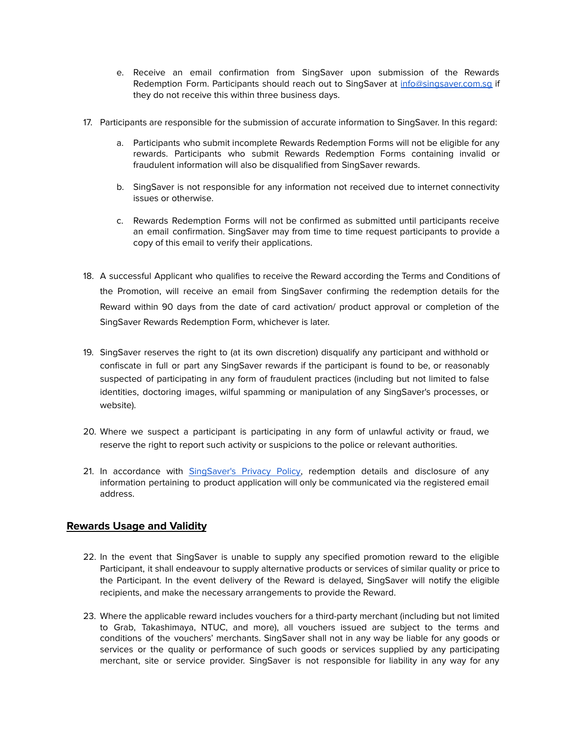e. Receive an email confirmation from SingSaver upon submission of the Rewards Redemption Form. Participants should reach out to SingSaver at info@singsaver.com.sg if they do not receive this within three business days.

17. Participants are responsible for the submission of accurate information to SingSaver. In this regard:

    a. Participants who submit incomplete Rewards Redemption Forms will not be eligible for any rewards. Participants who submit Rewards Redemption Forms containing invalid or fraudulent information will also be disqualified from SingSaver rewards.

    b. SingSaver is not responsible for any information not received due to internet connectivity issues or otherwise.

    c. Rewards Redemption Forms will not be confirmed as submitted until participants receive an email confirmation. SingSaver may from time to time request participants to provide a copy of this email to verify their applications.

18. A successful Applicant who qualifies to receive the Reward according the Terms and Conditions of the Promotion, will receive an email from SingSaver confirming the redemption details for the Reward within 90 days from the date of card activation/ product approval or completion of the SingSaver Rewards Redemption Form, whichever is later.

19. SingSaver reserves the right to (at its own discretion) disqualify any participant and withhold or confiscate in full or part any SingSaver rewards if the participant is found to be, or reasonably suspected of participating in any form of fraudulent practices (including but not limited to false identities, doctoring images, wilful spamming or manipulation of any SingSaver's processes, or website).

20. Where we suspect a participant is participating in any form of unlawful activity or fraud, we reserve the right to report such activity or suspicions to the police or relevant authorities.

21. In accordance with SingSaver's Privacy Policy, redemption details and disclosure of any information pertaining to product application will only be communicated via the registered email address.

## Rewards Usage and Validity

22. In the event that SingSaver is unable to supply any specified promotion reward to the eligible Participant, it shall endeavour to supply alternative products or services of similar quality or price to the Participant. In the event delivery of the Reward is delayed, SingSaver will notify the eligible recipients, and make the necessary arrangements to provide the Reward.

23. Where the applicable reward includes vouchers for a third-party merchant (including but not limited to Grab, Takashimaya, NTUC, and more), all vouchers issued are subject to the terms and conditions of the vouchers' merchants. SingSaver shall not in any way be liable for any goods or services or the quality or performance of such goods or services supplied by any participating merchant, site or service provider. SingSaver is not responsible for liability in any way for any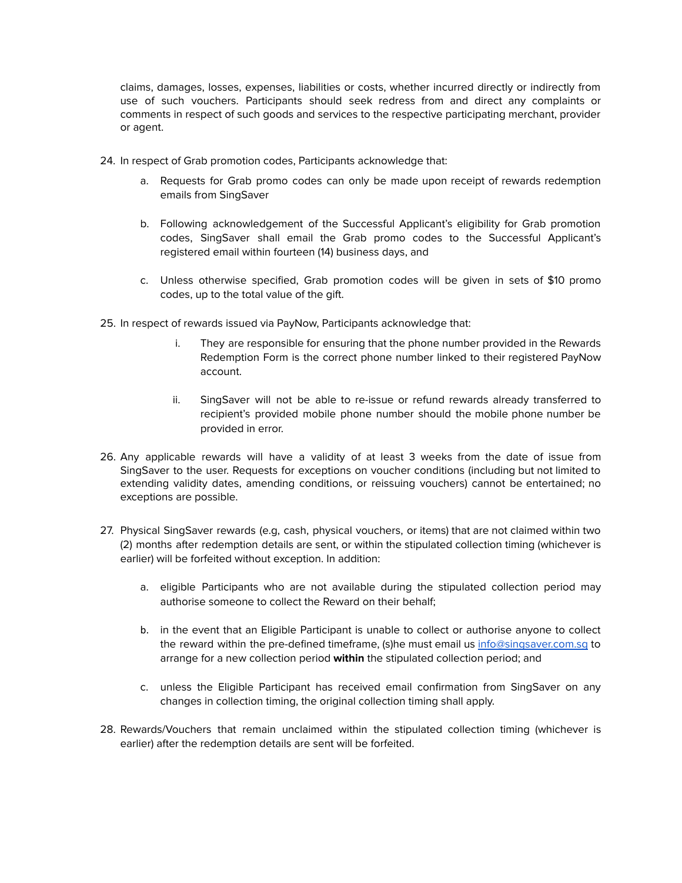claims, damages, losses, expenses, liabilities or costs, whether incurred directly or indirectly from use of such vouchers. Participants should seek redress from and direct any complaints or comments in respect of such goods and services to the respective participating merchant, provider or agent.

24. In respect of Grab promotion codes, Participants acknowledge that:

    a. Requests for Grab promo codes can only be made upon receipt of rewards redemption emails from SingSaver

    b. Following acknowledgement of the Successful Applicant's eligibility for Grab promotion codes, SingSaver shall email the Grab promo codes to the Successful Applicant's registered email within fourteen (14) business days, and

    c. Unless otherwise specified, Grab promotion codes will be given in sets of $10 promo codes, up to the total value of the gift.

25. In respect of rewards issued via PayNow, Participants acknowledge that:

    i. They are responsible for ensuring that the phone number provided in the Rewards Redemption Form is the correct phone number linked to their registered PayNow account.

    ii. SingSaver will not be able to re-issue or refund rewards already transferred to recipient's provided mobile phone number should the mobile phone number be provided in error.

26. Any applicable rewards will have a validity of at least 3 weeks from the date of issue from SingSaver to the user. Requests for exceptions on voucher conditions (including but not limited to extending validity dates, amending conditions, or reissuing vouchers) cannot be entertained; no exceptions are possible.

27. Physical SingSaver rewards (e.g, cash, physical vouchers, or items) that are not claimed within two (2) months after redemption details are sent, or within the stipulated collection timing (whichever is earlier) will be forfeited without exception. In addition:

    a. eligible Participants who are not available during the stipulated collection period may authorise someone to collect the Reward on their behalf;

    b. in the event that an Eligible Participant is unable to collect or authorise anyone to collect the reward within the pre-defined timeframe, (s)he must email us [info@singsaver.com.sg](mailto:info@singsaver.com.sg) to arrange for a new collection period **within** the stipulated collection period; and

    c. unless the Eligible Participant has received email confirmation from SingSaver on any changes in collection timing, the original collection timing shall apply.

28. Rewards/Vouchers that remain unclaimed within the stipulated collection timing (whichever is earlier) after the redemption details are sent will be forfeited.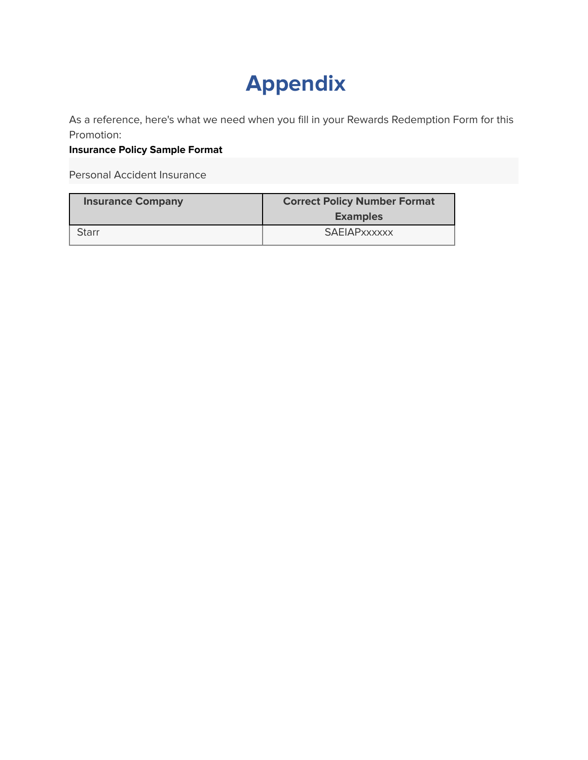# Appendix

As a reference, here's what we need when you fill in your Rewards Redemption Form for this Promotion:

**Insurance Policy Sample Format**

Personal Accident Insurance

| Insurance Company | Correct Policy Number Format Examples |
|---|---|
| Starr | SAEIAPxxxxxx |